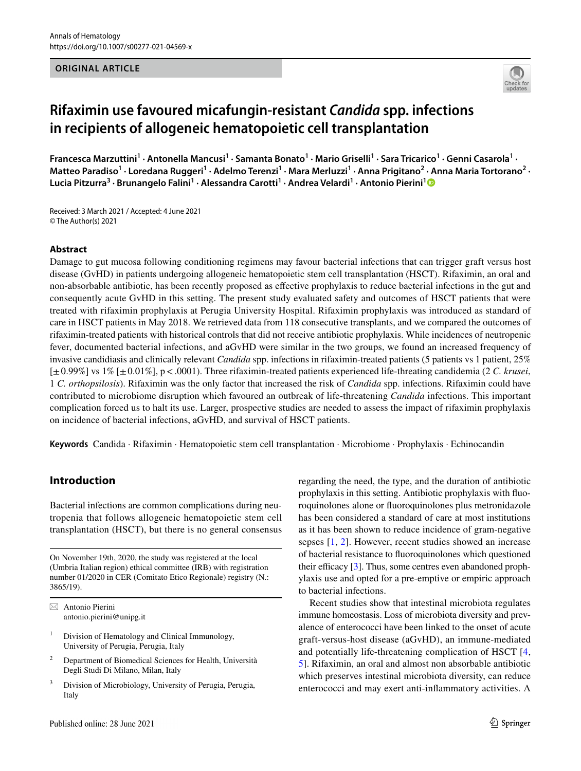ORIGINAL ARTICLE

# Rifaximin use favoured micafungin-resistant *Candida* spp. infections in recipients of allogeneic hematopoietic cell transplantation

**Francesca Marzuttini[1] · Antonella Mancusi[1] · Samanta Bonato[1] · Mario Griselli[1] · Sara Tricarico[1] · Genni Casarola[1] · Matteo Paradiso[1] · Loredana Ruggeri[1] · Adelmo Terenzi[1] · Mara Merluzzi[1] · Anna Prigitano[2] · Anna Maria Tortorano[2] · Lucia Pitzurra[3] · Brunangelo Falini[1] · Alessandra Carotti[1] · Andrea Velardi[1] · Antonio Pierini[1]**

Received: 3 March 2021 / Accepted: 4 June 2021
© The Author(s) 2021

## Abstract

Damage to gut mucosa following conditioning regimens may favour bacterial infections that can trigger graft versus host disease (GvHD) in patients undergoing allogeneic hematopoietic stem cell transplantation (HSCT). Rifaximin, an oral and non-absorbable antibiotic, has been recently proposed as effective prophylaxis to reduce bacterial infections in the gut and consequently acute GvHD in this setting. The present study evaluated safety and outcomes of HSCT patients that were treated with rifaximin prophylaxis at Perugia University Hospital. Rifaximin prophylaxis was introduced as standard of care in HSCT patients in May 2018. We retrieved data from 118 consecutive transplants, and we compared the outcomes of rifaximin-treated patients with historical controls that did not receive antibiotic prophylaxis. While incidences of neutropenic fever, documented bacterial infections, and aGvHD were similar in the two groups, we found an increased frequency of invasive candidiasis and clinically relevant *Candida* spp. infections in rifaximin-treated patients (5 patients vs 1 patient, 25% [±0.99%] vs 1% [±0.01%], p < .0001). Three rifaximin-treated patients experienced life-threating candidemia (2 *C. krusei*, 1 *C. orthopsilosis*). Rifaximin was the only factor that increased the risk of *Candida* spp. infections. Rifaximin could have contributed to microbiome disruption which favoured an outbreak of life-threatening *Candida* infections. This important complication forced us to halt its use. Larger, prospective studies are needed to assess the impact of rifaximin prophylaxis on incidence of bacterial infections, aGvHD, and survival of HSCT patients.

**Keywords** Candida · Rifaximin · Hematopoietic stem cell transplantation · Microbiome · Prophylaxis · Echinocandin

## Introduction

Bacterial infections are common complications during neutropenia that follows allogeneic hematopoietic stem cell transplantation (HSCT), but there is no general consensus regarding the need, the type, and the duration of antibiotic prophylaxis in this setting. Antibiotic prophylaxis with fluoroquinolones alone or fluoroquinolones plus metronidazole has been considered a standard of care at most institutions as it has been shown to reduce incidence of gram-negative sepses [1, 2]. However, recent studies showed an increase of bacterial resistance to fluoroquinolones which questioned their efficacy [3]. Thus, some centres even abandoned prophylaxis use and opted for a pre-emptive or empiric approach to bacterial infections.

Recent studies show that intestinal microbiota regulates immune homeostasis. Loss of microbiota diversity and prevalence of enterococci have been linked to the onset of acute graft-versus-host disease (aGvHD), an immune-mediated and potentially life-threatening complication of HSCT [4, 5]. Rifaximin, an oral and almost non absorbable antibiotic which preserves intestinal microbiota diversity, can reduce enterococci and may exert anti-inflammatory activities. A

---

On November 19th, 2020, the study was registered at the local (Umbria Italian region) ethical committee (IRB) with registration number 01/2020 in CER (Comitato Etico Regionale) registry (N.: 3865/19).

✉ Antonio Pierini
antonio.pierini@unipg.it

[1] Division of Hematology and Clinical Immunology, University of Perugia, Perugia, Italy

[2] Department of Biomedical Sciences for Health, Università Degli Studi Di Milano, Milan, Italy

[3] Division of Microbiology, University of Perugia, Perugia, Italy

Published online: 28 June 2021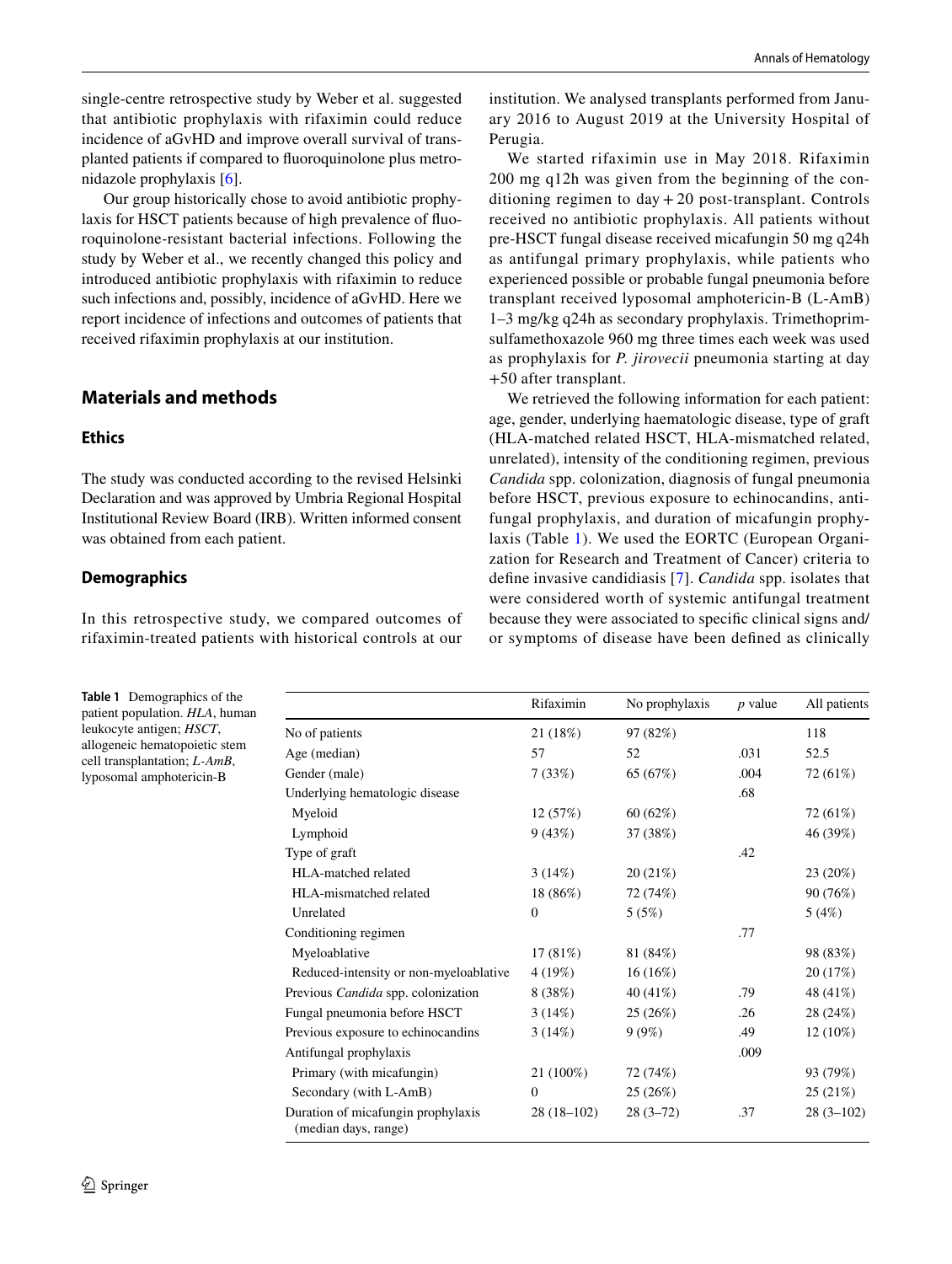single-centre retrospective study by Weber et al. suggested that antibiotic prophylaxis with rifaximin could reduce incidence of aGvHD and improve overall survival of transplanted patients if compared to fluoroquinolone plus metronidazole prophylaxis [6].

Our group historically chose to avoid antibiotic prophylaxis for HSCT patients because of high prevalence of fluoroquinolone-resistant bacterial infections. Following the study by Weber et al., we recently changed this policy and introduced antibiotic prophylaxis with rifaximin to reduce such infections and, possibly, incidence of aGvHD. Here we report incidence of infections and outcomes of patients that received rifaximin prophylaxis at our institution.

## Materials and methods

### Ethics

The study was conducted according to the revised Helsinki Declaration and was approved by Umbria Regional Hospital Institutional Review Board (IRB). Written informed consent was obtained from each patient.

### Demographics

In this retrospective study, we compared outcomes of rifaximin-treated patients with historical controls at our institution. We analysed transplants performed from January 2016 to August 2019 at the University Hospital of Perugia.

We started rifaximin use in May 2018. Rifaximin 200 mg q12h was given from the beginning of the conditioning regimen to day + 20 post-transplant. Controls received no antibiotic prophylaxis. All patients without pre-HSCT fungal disease received micafungin 50 mg q24h as antifungal primary prophylaxis, while patients who experienced possible or probable fungal pneumonia before transplant received lyposomal amphotericin-B (L-AmB) 1–3 mg/kg q24h as secondary prophylaxis. Trimethoprim-sulfamethoxazole 960 mg three times each week was used as prophylaxis for *P. jirovecii* pneumonia starting at day +50 after transplant.

We retrieved the following information for each patient: age, gender, underlying haematologic disease, type of graft (HLA-matched related HSCT, HLA-mismatched related, unrelated), intensity of the conditioning regimen, previous *Candida* spp. colonization, diagnosis of fungal pneumonia before HSCT, previous exposure to echinocandins, antifungal prophylaxis, and duration of micafungin prophylaxis (Table 1). We used the EORTC (European Organization for Research and Treatment of Cancer) criteria to define invasive candidiasis [7]. *Candida* spp. isolates that were considered worth of systemic antifungal treatment because they were associated to specific clinical signs and/or symptoms of disease have been defined as clinically

**Table 1** Demographics of the patient population. *HLA*, human leukocyte antigen; *HSCT*, allogeneic hematopoietic stem cell transplantation; *L-AmB*, lyposomal amphotericin-B

| | Rifaximin | No prophylaxis | *p* value | All patients |
|---|---|---|---|---|
| No of patients | 21 (18%) | 97 (82%) | | 118 |
| Age (median) | 57 | 52 | .031 | 52.5 |
| Gender (male) | 7 (33%) | 65 (67%) | .004 | 72 (61%) |
| Underlying hematologic disease | | | .68 | |
| Myeloid | 12 (57%) | 60 (62%) | | 72 (61%) |
| Lymphoid | 9 (43%) | 37 (38%) | | 46 (39%) |
| Type of graft | | | .42 | |
| HLA-matched related | 3 (14%) | 20 (21%) | | 23 (20%) |
| HLA-mismatched related | 18 (86%) | 72 (74%) | | 90 (76%) |
| Unrelated | 0 | 5 (5%) | | 5 (4%) |
| Conditioning regimen | | | .77 | |
| Myeloablative | 17 (81%) | 81 (84%) | | 98 (83%) |
| Reduced-intensity or non-myeloablative | 4 (19%) | 16 (16%) | | 20 (17%) |
| Previous *Candida* spp. colonization | 8 (38%) | 40 (41%) | .79 | 48 (41%) |
| Fungal pneumonia before HSCT | 3 (14%) | 25 (26%) | .26 | 28 (24%) |
| Previous exposure to echinocandins | 3 (14%) | 9 (9%) | .49 | 12 (10%) |
| Antifungal prophylaxis | | | .009 | |
| Primary (with micafungin) | 21 (100%) | 72 (74%) | | 93 (79%) |
| Secondary (with L-AmB) | 0 | 25 (26%) | | 25 (21%) |
| Duration of micafungin prophylaxis (median days, range) | 28 (18–102) | 28 (3–72) | .37 | 28 (3–102) |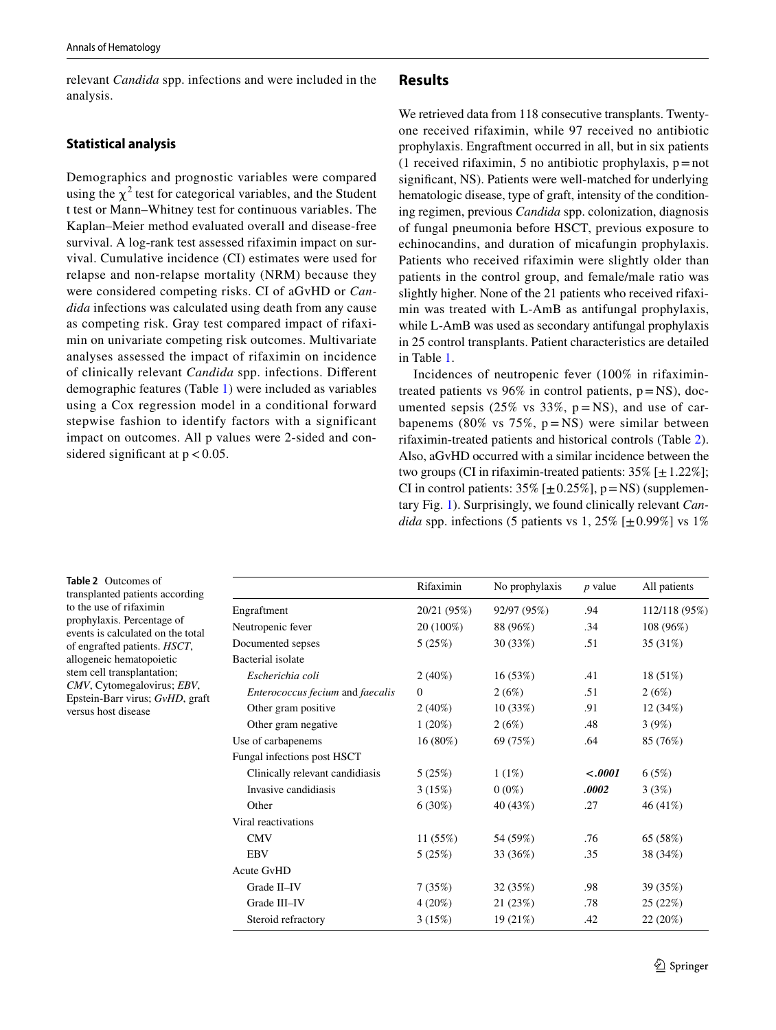relevant *Candida* spp. infections and were included in the analysis.

### Statistical analysis

Demographics and prognostic variables were compared using the $\chi^2$ test for categorical variables, and the Student t test or Mann–Whitney test for continuous variables. The Kaplan–Meier method evaluated overall and disease-free survival. A log-rank test assessed rifaximin impact on survival. Cumulative incidence (CI) estimates were used for relapse and non-relapse mortality (NRM) because they were considered competing risks. CI of aGvHD or *Candida* infections was calculated using death from any cause as competing risk. Gray test compared impact of rifaximin on univariate competing risk outcomes. Multivariate analyses assessed the impact of rifaximin on incidence of clinically relevant *Candida* spp. infections. Different demographic features (Table 1) were included as variables using a Cox regression model in a conditional forward stepwise fashion to identify factors with a significant impact on outcomes. All p values were 2-sided and considered significant at $p < 0.05$.

## Results

We retrieved data from 118 consecutive transplants. Twenty-one received rifaximin, while 97 received no antibiotic prophylaxis. Engraftment occurred in all, but in six patients (1 received rifaximin, 5 no antibiotic prophylaxis, p = not significant, NS). Patients were well-matched for underlying hematologic disease, type of graft, intensity of the conditioning regimen, previous *Candida* spp. colonization, diagnosis of fungal pneumonia before HSCT, previous exposure to echinocandins, and duration of micafungin prophylaxis. Patients who received rifaximin were slightly older than patients in the control group, and female/male ratio was slightly higher. None of the 21 patients who received rifaximin was treated with L-AmB as antifungal prophylaxis, while L-AmB was used as secondary antifungal prophylaxis in 25 control transplants. Patient characteristics are detailed in Table 1.

Incidences of neutropenic fever (100% in rifaximin-treated patients vs 96% in control patients, p = NS), documented sepsis (25% vs 33%, p = NS), and use of carbapenems (80% vs 75%, p = NS) were similar between rifaximin-treated patients and historical controls (Table 2). Also, aGvHD occurred with a similar incidence between the two groups (CI in rifaximin-treated patients: 35% [±1.22%]; CI in control patients: 35% [±0.25%], p = NS) (supplementary Fig. 1). Surprisingly, we found clinically relevant *Candida* spp. infections (5 patients vs 1, 25% [±0.99%] vs 1%

**Table 2** Outcomes of transplanted patients according to the use of rifaximin prophylaxis. Percentage of events is calculated on the total of engrafted patients. *HSCT*, allogeneic hematopoietic stem cell transplantation; *CMV*, Cytomegalovirus; *EBV*, Epstein-Barr virus; *GvHD*, graft versus host disease

| | Rifaximin | No prophylaxis | *p* value | All patients |
|---|---|---|---|---|
| Engraftment | 20/21 (95%) | 92/97 (95%) | .94 | 112/118 (95%) |
| Neutropenic fever | 20 (100%) | 88 (96%) | .34 | 108 (96%) |
| Documented sepses | 5 (25%) | 30 (33%) | .51 | 35 (31%) |
| Bacterial isolate | | | | |
| *Escherichia coli* | 2 (40%) | 16 (53%) | .41 | 18 (51%) |
| *Enterococcus fecium* and *faecalis* | 0 | 2 (6%) | .51 | 2 (6%) |
| Other gram positive | 2 (40%) | 10 (33%) | .91 | 12 (34%) |
| Other gram negative | 1 (20%) | 2 (6%) | .48 | 3 (9%) |
| Use of carbapenems | 16 (80%) | 69 (75%) | .64 | 85 (76%) |
| Fungal infections post HSCT | | | | |
| Clinically relevant candidiasis | 5 (25%) | 1 (1%) | ***<.0001*** | 6 (5%) |
| Invasive candidiasis | 3 (15%) | 0 (0%) | ***.0002*** | 3 (3%) |
| Other | 6 (30%) | 40 (43%) | .27 | 46 (41%) |
| Viral reactivations | | | | |
| CMV | 11 (55%) | 54 (59%) | .76 | 65 (58%) |
| EBV | 5 (25%) | 33 (36%) | .35 | 38 (34%) |
| Acute GvHD | | | | |
| Grade II–IV | 7 (35%) | 32 (35%) | .98 | 39 (35%) |
| Grade III–IV | 4 (20%) | 21 (23%) | .78 | 25 (22%) |
| Steroid refractory | 3 (15%) | 19 (21%) | .42 | 22 (20%) |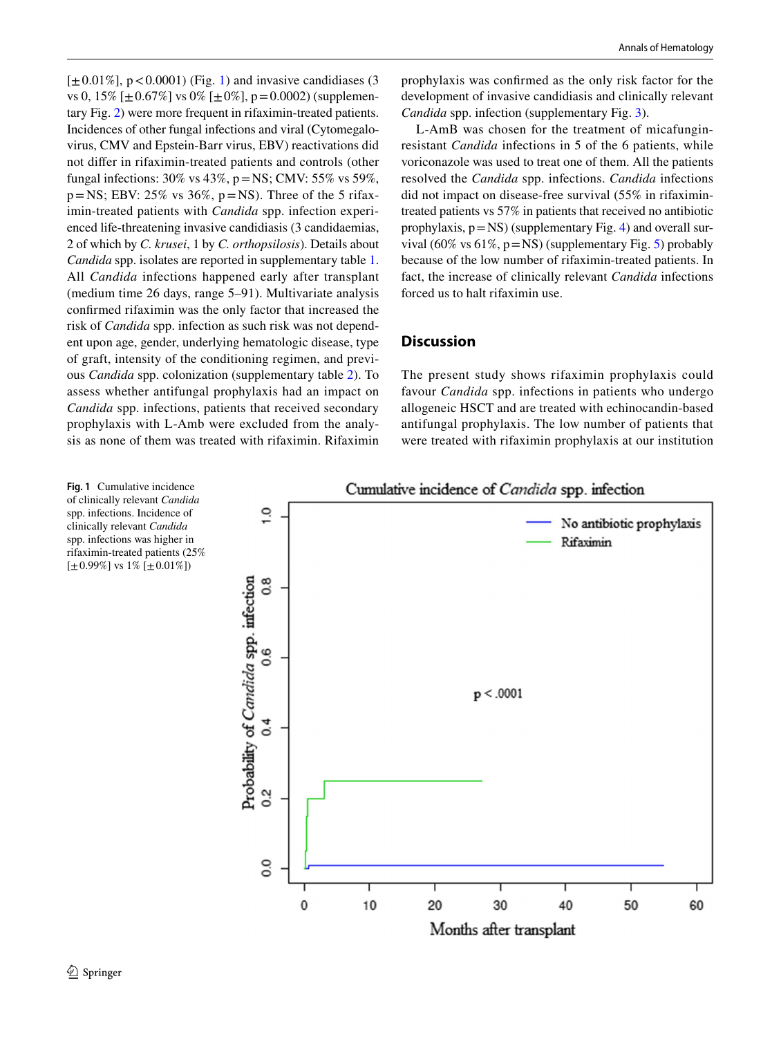[±0.01%], p < 0.0001) (Fig. 1) and invasive candidiases (3 vs 0, 15% [±0.67%] vs 0% [±0%], p = 0.0002) (supplementary Fig. 2) were more frequent in rifaximin-treated patients. Incidences of other fungal infections and viral (Cytomegalovirus, CMV and Epstein-Barr virus, EBV) reactivations did not differ in rifaximin-treated patients and controls (other fungal infections: 30% vs 43%, p = NS; CMV: 55% vs 59%, p = NS; EBV: 25% vs 36%, p = NS). Three of the 5 rifaximin-treated patients with *Candida* spp. infection experienced life-threatening invasive candidiasis (3 candidaemias, 2 of which by *C. krusei*, 1 by *C. orthopsilosis*). Details about *Candida* spp. isolates are reported in supplementary table 1. All *Candida* infections happened early after transplant (medium time 26 days, range 5–91). Multivariate analysis confirmed rifaximin was the only factor that increased the risk of *Candida* spp. infection as such risk was not dependent upon age, gender, underlying hematologic disease, type of graft, intensity of the conditioning regimen, and previous *Candida* spp. colonization (supplementary table 2). To assess whether antifungal prophylaxis had an impact on *Candida* spp. infections, patients that received secondary prophylaxis with L-Amb were excluded from the analysis as none of them was treated with rifaximin. Rifaximin prophylaxis was confirmed as the only risk factor for the development of invasive candidiasis and clinically relevant *Candida* spp. infection (supplementary Fig. 3).

L-AmB was chosen for the treatment of micafungin-resistant *Candida* infections in 5 of the 6 patients, while voriconazole was used to treat one of them. All the patients resolved the *Candida* spp. infections. *Candida* infections did not impact on disease-free survival (55% in rifaximin-treated patients vs 57% in patients that received no antibiotic prophylaxis, p = NS) (supplementary Fig. 4) and overall survival (60% vs 61%, p = NS) (supplementary Fig. 5) probably because of the low number of rifaximin-treated patients. In fact, the increase of clinically relevant *Candida* infections forced us to halt rifaximin use.

## Discussion

The present study shows rifaximin prophylaxis could favour *Candida* spp. infections in patients who undergo allogeneic HSCT and are treated with echinocandin-based antifungal prophylaxis. The low number of patients that were treated with rifaximin prophylaxis at our institution

**Fig. 1** Cumulative incidence of clinically relevant *Candida* spp. infections. Incidence of clinically relevant *Candida* spp. infections was higher in rifaximin-treated patients (25% [±0.99%] vs 1% [±0.01%])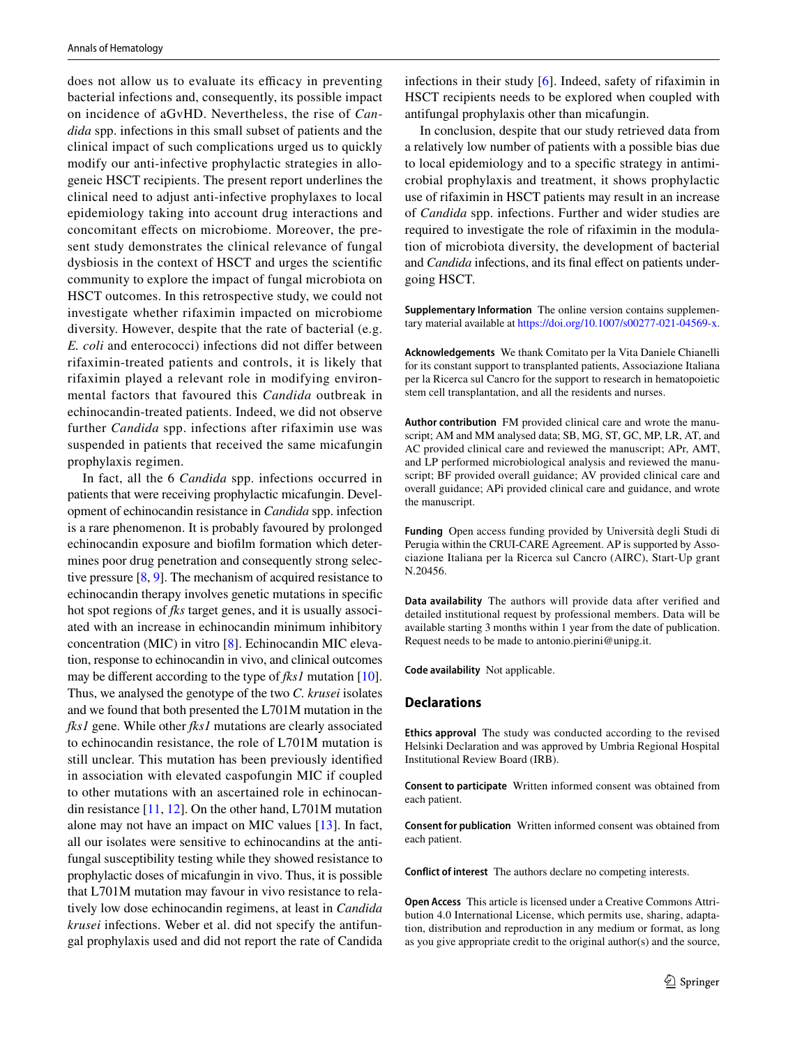does not allow us to evaluate its efficacy in preventing bacterial infections and, consequently, its possible impact on incidence of aGvHD. Nevertheless, the rise of *Candida* spp. infections in this small subset of patients and the clinical impact of such complications urged us to quickly modify our anti-infective prophylactic strategies in allogeneic HSCT recipients. The present report underlines the clinical need to adjust anti-infective prophylaxes to local epidemiology taking into account drug interactions and concomitant effects on microbiome. Moreover, the present study demonstrates the clinical relevance of fungal dysbiosis in the context of HSCT and urges the scientific community to explore the impact of fungal microbiota on HSCT outcomes. In this retrospective study, we could not investigate whether rifaximin impacted on microbiome diversity. However, despite that the rate of bacterial (e.g. *E. coli* and enterococci) infections did not differ between rifaximin-treated patients and controls, it is likely that rifaximin played a relevant role in modifying environmental factors that favoured this *Candida* outbreak in echinocandin-treated patients. Indeed, we did not observe further *Candida* spp. infections after rifaximin use was suspended in patients that received the same micafungin prophylaxis regimen.

In fact, all the 6 *Candida* spp. infections occurred in patients that were receiving prophylactic micafungin. Development of echinocandin resistance in *Candida* spp. infection is a rare phenomenon. It is probably favoured by prolonged echinocandin exposure and biofilm formation which determines poor drug penetration and consequently strong selective pressure [8, 9]. The mechanism of acquired resistance to echinocandin therapy involves genetic mutations in specific hot spot regions of *fks* target genes, and it is usually associated with an increase in echinocandin minimum inhibitory concentration (MIC) in vitro [8]. Echinocandin MIC elevation, response to echinocandin in vivo, and clinical outcomes may be different according to the type of *fks1* mutation [10]. Thus, we analysed the genotype of the two *C. krusei* isolates and we found that both presented the L701M mutation in the *fks1* gene. While other *fks1* mutations are clearly associated to echinocandin resistance, the role of L701M mutation is still unclear. This mutation has been previously identified in association with elevated caspofungin MIC if coupled to other mutations with an ascertained role in echinocandin resistance [11, 12]. On the other hand, L701M mutation alone may not have an impact on MIC values [13]. In fact, all our isolates were sensitive to echinocandins at the antifungal susceptibility testing while they showed resistance to prophylactic doses of micafungin in vivo. Thus, it is possible that L701M mutation may favour in vivo resistance to relatively low dose echinocandin regimens, at least in *Candida krusei* infections. Weber et al. did not specify the antifungal prophylaxis used and did not report the rate of Candida infections in their study [6]. Indeed, safety of rifaximin in HSCT recipients needs to be explored when coupled with antifungal prophylaxis other than micafungin.

In conclusion, despite that our study retrieved data from a relatively low number of patients with a possible bias due to local epidemiology and to a specific strategy in antimicrobial prophylaxis and treatment, it shows prophylactic use of rifaximin in HSCT patients may result in an increase of *Candida* spp. infections. Further and wider studies are required to investigate the role of rifaximin in the modulation of microbiota diversity, the development of bacterial and *Candida* infections, and its final effect on patients undergoing HSCT.

**Supplementary Information** The online version contains supplementary material available at https://doi.org/10.1007/s00277-021-04569-x.

**Acknowledgements** We thank Comitato per la Vita Daniele Chianelli for its constant support to transplanted patients, Associazione Italiana per la Ricerca sul Cancro for the support to research in hematopoietic stem cell transplantation, and all the residents and nurses.

**Author contribution** FM provided clinical care and wrote the manuscript; AM and MM analysed data; SB, MG, ST, GC, MP, LR, AT, and AC provided clinical care and reviewed the manuscript; APr, AMT, and LP performed microbiological analysis and reviewed the manuscript; BF provided overall guidance; AV provided clinical care and overall guidance; APi provided clinical care and guidance, and wrote the manuscript.

**Funding** Open access funding provided by Università degli Studi di Perugia within the CRUI-CARE Agreement. AP is supported by Associazione Italiana per la Ricerca sul Cancro (AIRC), Start-Up grant N.20456.

**Data availability** The authors will provide data after verified and detailed institutional request by professional members. Data will be available starting 3 months within 1 year from the date of publication. Request needs to be made to antonio.pierini@unipg.it.

**Code availability** Not applicable.

## Declarations

**Ethics approval** The study was conducted according to the revised Helsinki Declaration and was approved by Umbria Regional Hospital Institutional Review Board (IRB).

**Consent to participate** Written informed consent was obtained from each patient.

**Consent for publication** Written informed consent was obtained from each patient.

**Conflict of interest** The authors declare no competing interests.

**Open Access** This article is licensed under a Creative Commons Attribution 4.0 International License, which permits use, sharing, adaptation, distribution and reproduction in any medium or format, as long as you give appropriate credit to the original author(s) and the source,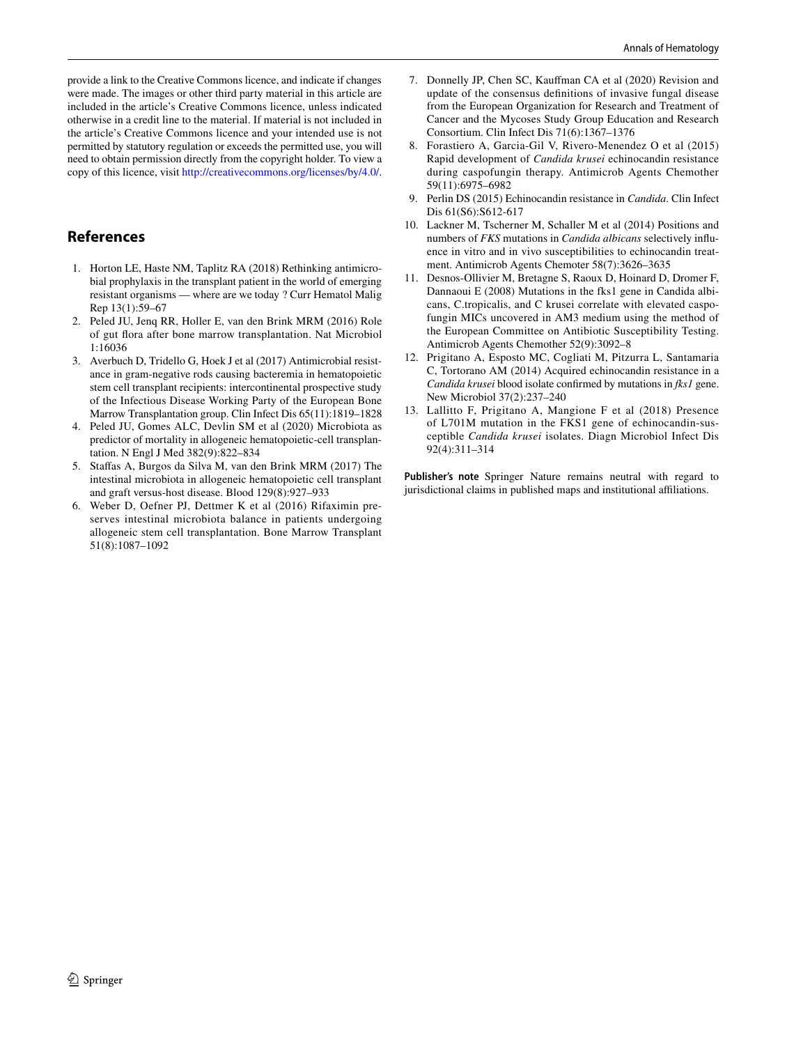provide a link to the Creative Commons licence, and indicate if changes were made. The images or other third party material in this article are included in the article's Creative Commons licence, unless indicated otherwise in a credit line to the material. If material is not included in the article's Creative Commons licence and your intended use is not permitted by statutory regulation or exceeds the permitted use, you will need to obtain permission directly from the copyright holder. To view a copy of this licence, visit http://creativecommons.org/licenses/by/4.0/.

## References

1. Horton LE, Haste NM, Taplitz RA (2018) Rethinking antimicrobial prophylaxis in the transplant patient in the world of emerging resistant organisms — where are we today ? Curr Hematol Malig Rep 13(1):59–67
2. Peled JU, Jenq RR, Holler E, van den Brink MRM (2016) Role of gut flora after bone marrow transplantation. Nat Microbiol 1:16036
3. Averbuch D, Tridello G, Hoek J et al (2017) Antimicrobial resistance in gram-negative rods causing bacteremia in hematopoietic stem cell transplant recipients: intercontinental prospective study of the Infectious Disease Working Party of the European Bone Marrow Transplantation group. Clin Infect Dis 65(11):1819–1828
4. Peled JU, Gomes ALC, Devlin SM et al (2020) Microbiota as predictor of mortality in allogeneic hematopoietic-cell transplantation. N Engl J Med 382(9):822–834
5. Staffas A, Burgos da Silva M, van den Brink MRM (2017) The intestinal microbiota in allogeneic hematopoietic cell transplant and graft versus-host disease. Blood 129(8):927–933
6. Weber D, Oefner PJ, Dettmer K et al (2016) Rifaximin preserves intestinal microbiota balance in patients undergoing allogeneic stem cell transplantation. Bone Marrow Transplant 51(8):1087–1092
7. Donnelly JP, Chen SC, Kauffman CA et al (2020) Revision and update of the consensus definitions of invasive fungal disease from the European Organization for Research and Treatment of Cancer and the Mycoses Study Group Education and Research Consortium. Clin Infect Dis 71(6):1367–1376
8. Forastiero A, Garcia-Gil V, Rivero-Menendez O et al (2015) Rapid development of *Candida krusei* echinocandin resistance during caspofungin therapy. Antimicrob Agents Chemother 59(11):6975–6982
9. Perlin DS (2015) Echinocandin resistance in *Candida*. Clin Infect Dis 61(S6):S612-617
10. Lackner M, Tscherner M, Schaller M et al (2014) Positions and numbers of *FKS* mutations in *Candida albicans* selectively influence in vitro and in vivo susceptibilities to echinocandin treatment. Antimicrob Agents Chemoter 58(7):3626–3635
11. Desnos-Ollivier M, Bretagne S, Raoux D, Hoinard D, Dromer F, Dannaoui E (2008) Mutations in the fks1 gene in Candida albicans, C.tropicalis, and C krusei correlate with elevated caspofungin MICs uncovered in AM3 medium using the method of the European Committee on Antibiotic Susceptibility Testing. Antimicrob Agents Chemother 52(9):3092–8
12. Prigitano A, Esposto MC, Cogliati M, Pitzurra L, Santamaria C, Tortorano AM (2014) Acquired echinocandin resistance in a *Candida krusei* blood isolate confirmed by mutations in *fks1* gene. New Microbiol 37(2):237–240
13. Lallitto F, Prigitano A, Mangione F et al (2018) Presence of L701M mutation in the FKS1 gene of echinocandin-susceptible *Candida krusei* isolates. Diagn Microbiol Infect Dis 92(4):311–314

**Publisher's note** Springer Nature remains neutral with regard to jurisdictional claims in published maps and institutional affiliations.